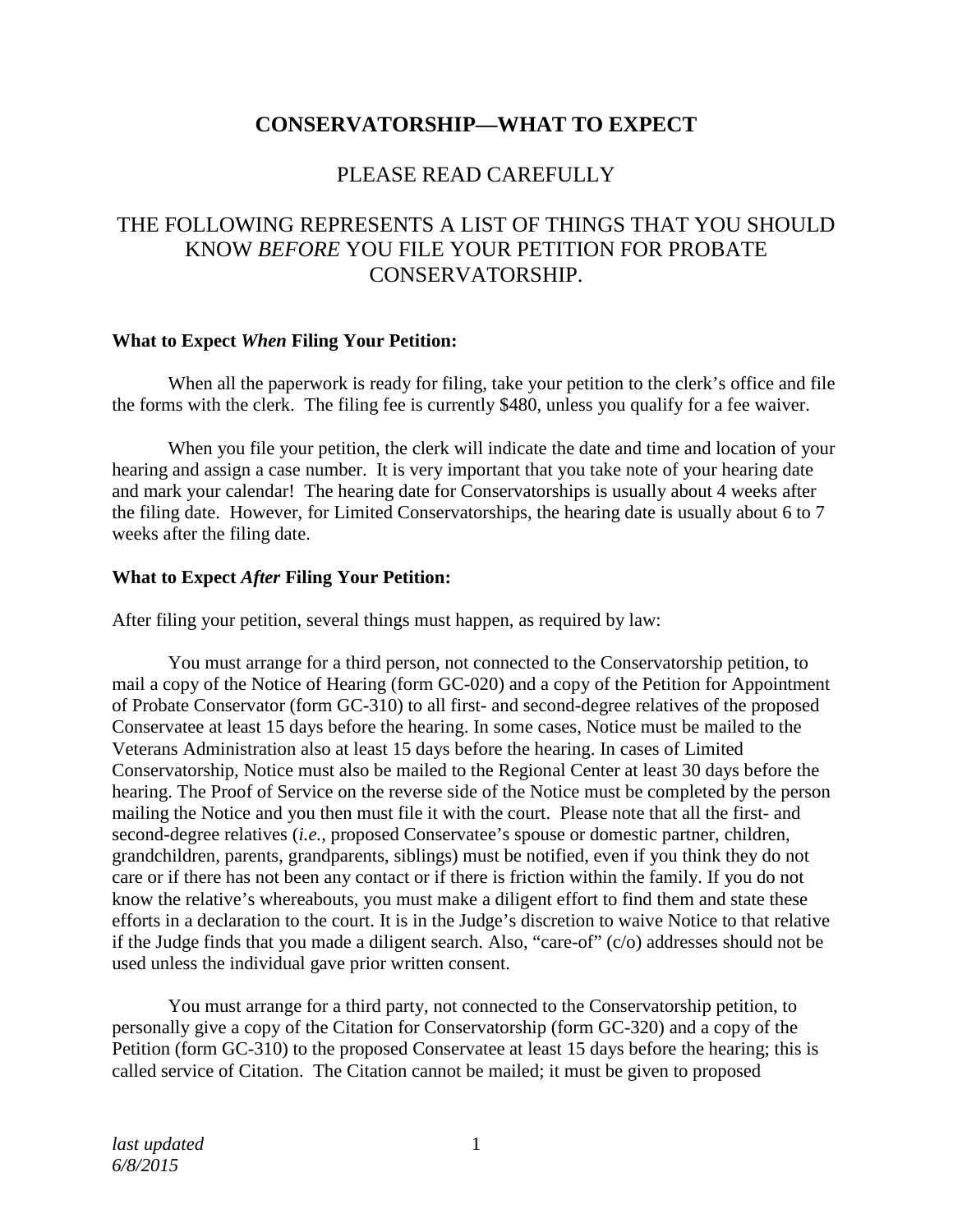# CONSERVATORSHIP—WHAT TO EXPECT

## PLEASE READ CAREFULLY

## THE FOLLOWING REPRESENTS A LIST OF THINGS THAT YOU SHOULD KNOW *BEFORE* YOU FILE YOUR PETITION FOR PROBATE CONSERVATORSHIP.

**What to Expect *When* Filing Your Petition:**

When all the paperwork is ready for filing, take your petition to the clerk's office and file the forms with the clerk. The filing fee is currently $480, unless you qualify for a fee waiver.

When you file your petition, the clerk will indicate the date and time and location of your hearing and assign a case number. It is very important that you take note of your hearing date and mark your calendar! The hearing date for Conservatorships is usually about 4 weeks after the filing date. However, for Limited Conservatorships, the hearing date is usually about 6 to 7 weeks after the filing date.

**What to Expect *After* Filing Your Petition:**

After filing your petition, several things must happen, as required by law:

You must arrange for a third person, not connected to the Conservatorship petition, to mail a copy of the Notice of Hearing (form GC-020) and a copy of the Petition for Appointment of Probate Conservator (form GC-310) to all first- and second-degree relatives of the proposed Conservatee at least 15 days before the hearing. In some cases, Notice must be mailed to the Veterans Administration also at least 15 days before the hearing. In cases of Limited Conservatorship, Notice must also be mailed to the Regional Center at least 30 days before the hearing. The Proof of Service on the reverse side of the Notice must be completed by the person mailing the Notice and you then must file it with the court. Please note that all the first- and second-degree relatives (*i.e.*, proposed Conservatee's spouse or domestic partner, children, grandchildren, parents, grandparents, siblings) must be notified, even if you think they do not care or if there has not been any contact or if there is friction within the family. If you do not know the relative's whereabouts, you must make a diligent effort to find them and state these efforts in a declaration to the court. It is in the Judge's discretion to waive Notice to that relative if the Judge finds that you made a diligent search. Also, "care-of" (c/o) addresses should not be used unless the individual gave prior written consent.

You must arrange for a third party, not connected to the Conservatorship petition, to personally give a copy of the Citation for Conservatorship (form GC-320) and a copy of the Petition (form GC-310) to the proposed Conservatee at least 15 days before the hearing; this is called service of Citation. The Citation cannot be mailed; it must be given to proposed

*last updated 6/8/2015*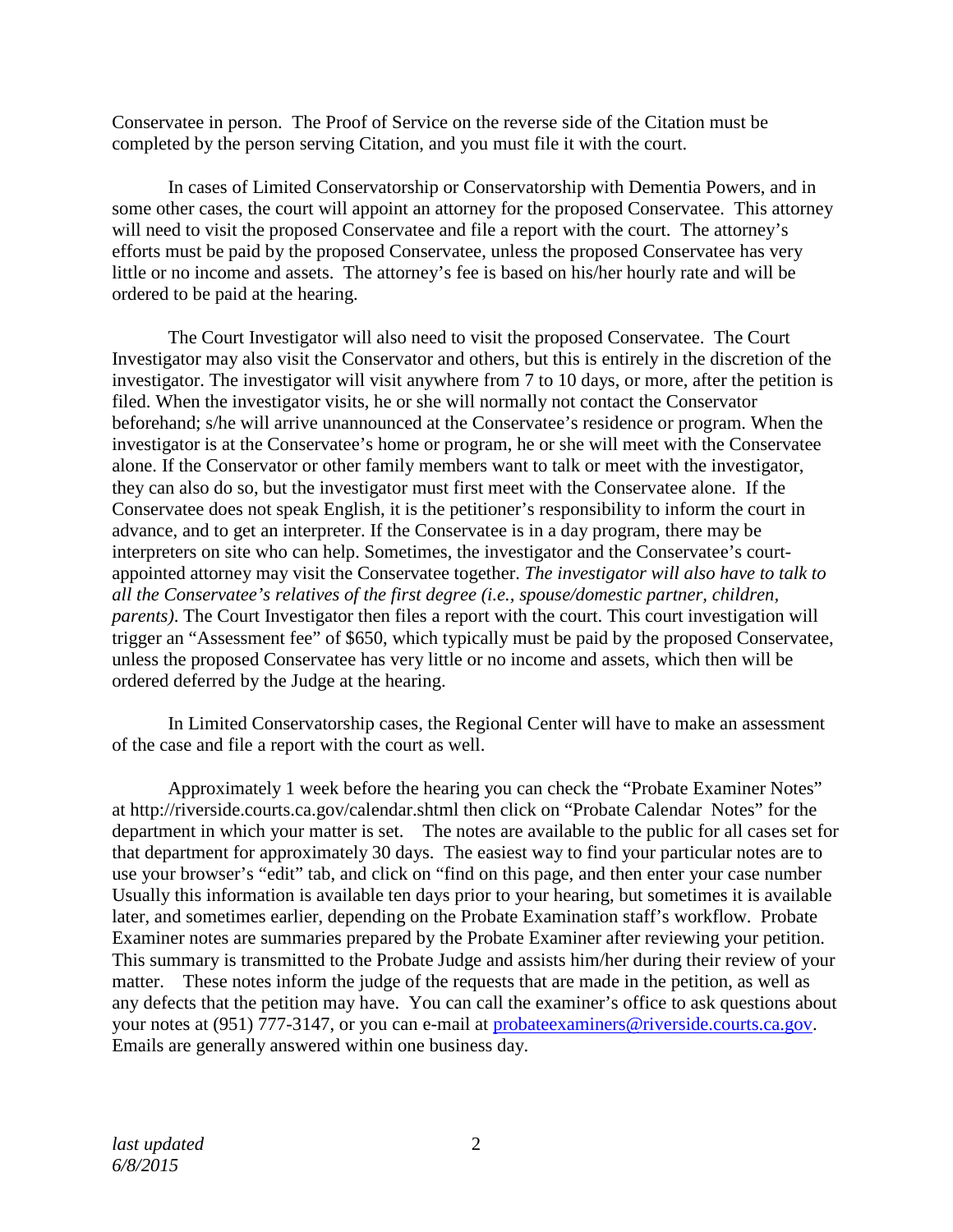Conservatee in person. The Proof of Service on the reverse side of the Citation must be completed by the person serving Citation, and you must file it with the court.

In cases of Limited Conservatorship or Conservatorship with Dementia Powers, and in some other cases, the court will appoint an attorney for the proposed Conservatee. This attorney will need to visit the proposed Conservatee and file a report with the court. The attorney's efforts must be paid by the proposed Conservatee, unless the proposed Conservatee has very little or no income and assets. The attorney's fee is based on his/her hourly rate and will be ordered to be paid at the hearing.

The Court Investigator will also need to visit the proposed Conservatee. The Court Investigator may also visit the Conservator and others, but this is entirely in the discretion of the investigator. The investigator will visit anywhere from 7 to 10 days, or more, after the petition is filed. When the investigator visits, he or she will normally not contact the Conservator beforehand; s/he will arrive unannounced at the Conservatee's residence or program. When the investigator is at the Conservatee's home or program, he or she will meet with the Conservatee alone. If the Conservator or other family members want to talk or meet with the investigator, they can also do so, but the investigator must first meet with the Conservatee alone. If the Conservatee does not speak English, it is the petitioner's responsibility to inform the court in advance, and to get an interpreter. If the Conservatee is in a day program, there may be interpreters on site who can help. Sometimes, the investigator and the Conservatee's court-appointed attorney may visit the Conservatee together. *The investigator will also have to talk to all the Conservatee's relatives of the first degree (i.e., spouse/domestic partner, children, parents)*. The Court Investigator then files a report with the court. This court investigation will trigger an "Assessment fee" of $650, which typically must be paid by the proposed Conservatee, unless the proposed Conservatee has very little or no income and assets, which then will be ordered deferred by the Judge at the hearing.

In Limited Conservatorship cases, the Regional Center will have to make an assessment of the case and file a report with the court as well.

Approximately 1 week before the hearing you can check the "Probate Examiner Notes" at http://riverside.courts.ca.gov/calendar.shtml then click on "Probate Calendar Notes" for the department in which your matter is set. The notes are available to the public for all cases set for that department for approximately 30 days. The easiest way to find your particular notes are to use your browser's "edit" tab, and click on "find on this page, and then enter your case number Usually this information is available ten days prior to your hearing, but sometimes it is available later, and sometimes earlier, depending on the Probate Examination staff's workflow. Probate Examiner notes are summaries prepared by the Probate Examiner after reviewing your petition. This summary is transmitted to the Probate Judge and assists him/her during their review of your matter. These notes inform the judge of the requests that are made in the petition, as well as any defects that the petition may have. You can call the examiner's office to ask questions about your notes at (951) 777-3147, or you can e-mail at probateexaminers@riverside.courts.ca.gov. Emails are generally answered within one business day.

*last updated 6/8/2015*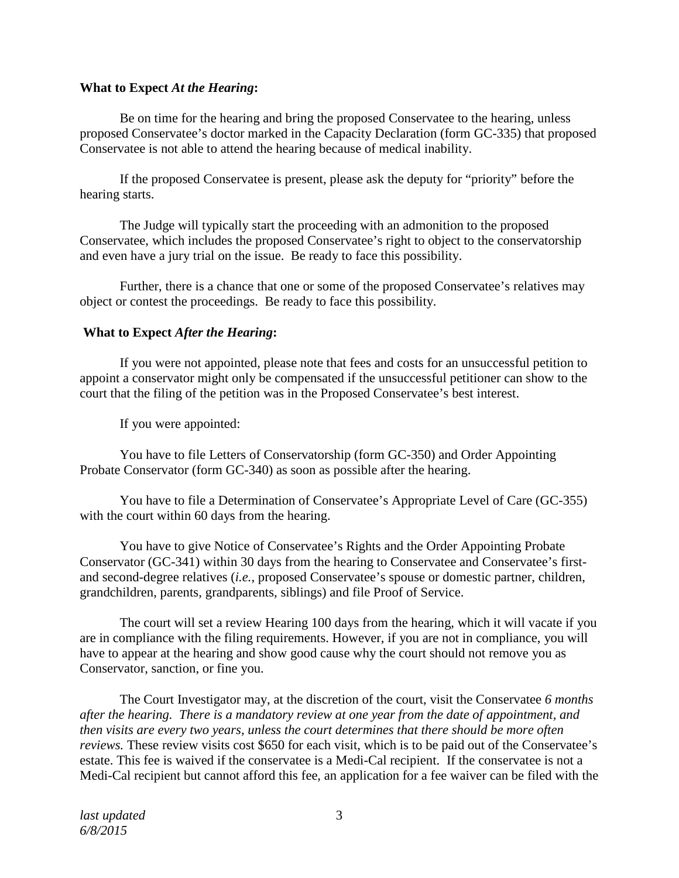**What to Expect *At the Hearing*:**

Be on time for the hearing and bring the proposed Conservatee to the hearing, unless proposed Conservatee's doctor marked in the Capacity Declaration (form GC-335) that proposed Conservatee is not able to attend the hearing because of medical inability.

If the proposed Conservatee is present, please ask the deputy for "priority" before the hearing starts.

The Judge will typically start the proceeding with an admonition to the proposed Conservatee, which includes the proposed Conservatee's right to object to the conservatorship and even have a jury trial on the issue. Be ready to face this possibility.

Further, there is a chance that one or some of the proposed Conservatee's relatives may object or contest the proceedings. Be ready to face this possibility.

**What to Expect *After the Hearing*:**

If you were not appointed, please note that fees and costs for an unsuccessful petition to appoint a conservator might only be compensated if the unsuccessful petitioner can show to the court that the filing of the petition was in the Proposed Conservatee's best interest.

If you were appointed:

You have to file Letters of Conservatorship (form GC-350) and Order Appointing Probate Conservator (form GC-340) as soon as possible after the hearing.

You have to file a Determination of Conservatee's Appropriate Level of Care (GC-355) with the court within 60 days from the hearing.

You have to give Notice of Conservatee's Rights and the Order Appointing Probate Conservator (GC-341) within 30 days from the hearing to Conservatee and Conservatee's first- and second-degree relatives (*i.e.*, proposed Conservatee's spouse or domestic partner, children, grandchildren, parents, grandparents, siblings) and file Proof of Service.

The court will set a review Hearing 100 days from the hearing, which it will vacate if you are in compliance with the filing requirements. However, if you are not in compliance, you will have to appear at the hearing and show good cause why the court should not remove you as Conservator, sanction, or fine you.

The Court Investigator may, at the discretion of the court, visit the Conservatee *6 months after the hearing. There is a mandatory review at one year from the date of appointment, and then visits are every two years, unless the court determines that there should be more often reviews.* These review visits cost $650 for each visit, which is to be paid out of the Conservatee's estate. This fee is waived if the conservatee is a Medi-Cal recipient. If the conservatee is not a Medi-Cal recipient but cannot afford this fee, an application for a fee waiver can be filed with the

*last updated 6/8/2015*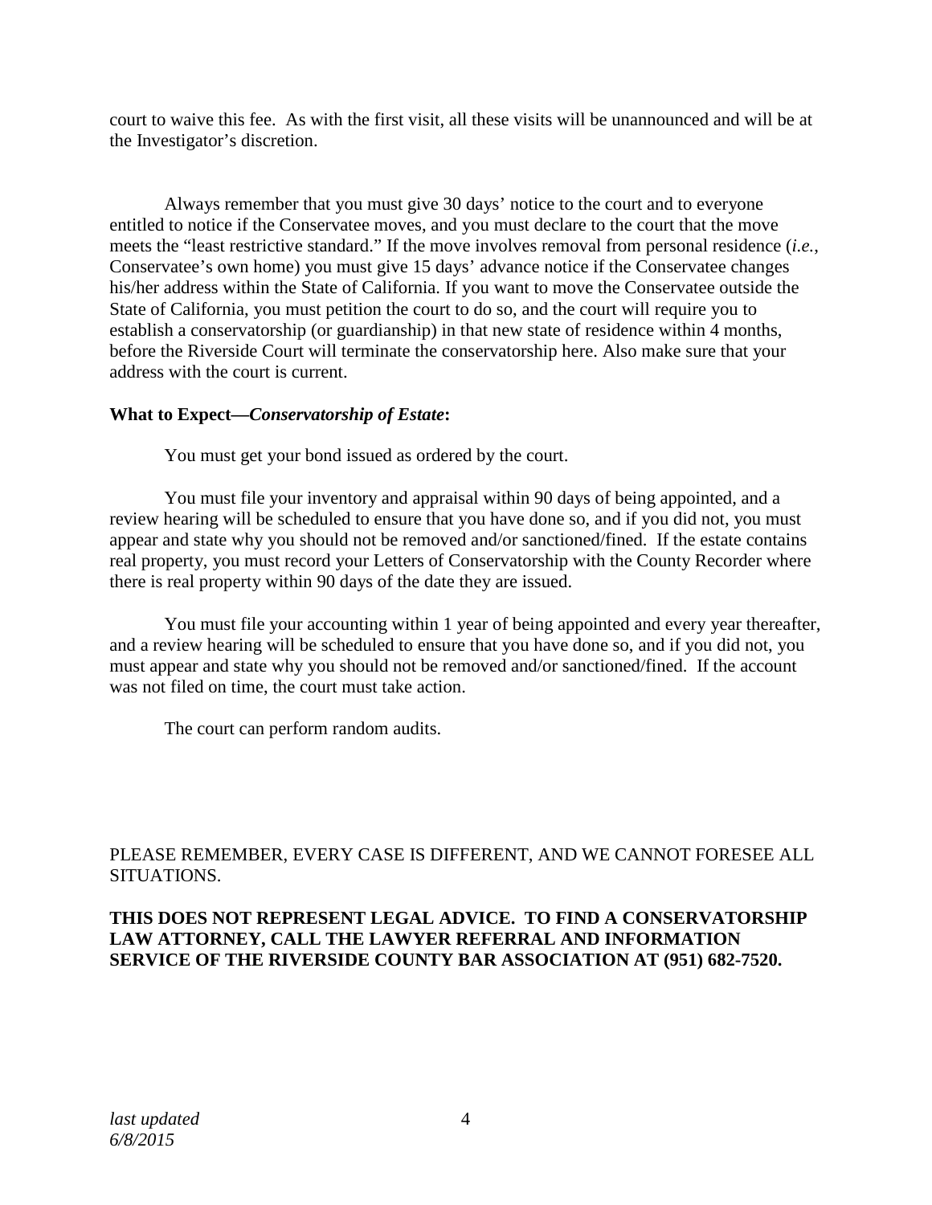court to waive this fee. As with the first visit, all these visits will be unannounced and will be at the Investigator's discretion.

Always remember that you must give 30 days' notice to the court and to everyone entitled to notice if the Conservatee moves, and you must declare to the court that the move meets the "least restrictive standard." If the move involves removal from personal residence (*i.e.*, Conservatee's own home) you must give 15 days' advance notice if the Conservatee changes his/her address within the State of California. If you want to move the Conservatee outside the State of California, you must petition the court to do so, and the court will require you to establish a conservatorship (or guardianship) in that new state of residence within 4 months, before the Riverside Court will terminate the conservatorship here. Also make sure that your address with the court is current.

**What to Expect—*Conservatorship of Estate*:**

You must get your bond issued as ordered by the court.

You must file your inventory and appraisal within 90 days of being appointed, and a review hearing will be scheduled to ensure that you have done so, and if you did not, you must appear and state why you should not be removed and/or sanctioned/fined. If the estate contains real property, you must record your Letters of Conservatorship with the County Recorder where there is real property within 90 days of the date they are issued.

You must file your accounting within 1 year of being appointed and every year thereafter, and a review hearing will be scheduled to ensure that you have done so, and if you did not, you must appear and state why you should not be removed and/or sanctioned/fined. If the account was not filed on time, the court must take action.

The court can perform random audits.

PLEASE REMEMBER, EVERY CASE IS DIFFERENT, AND WE CANNOT FORESEE ALL SITUATIONS.

**THIS DOES NOT REPRESENT LEGAL ADVICE. TO FIND A CONSERVATORSHIP LAW ATTORNEY, CALL THE LAWYER REFERRAL AND INFORMATION SERVICE OF THE RIVERSIDE COUNTY BAR ASSOCIATION AT (951) 682-7520.**

*last updated 6/8/2015*